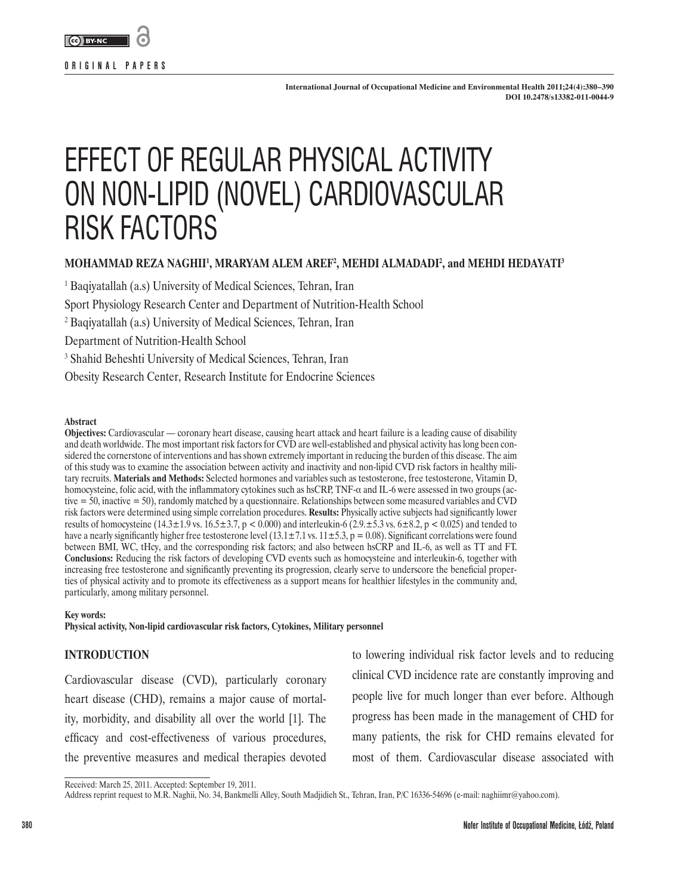ORIGINAL PAPERS

# EFFECT OF REGULAR PHYSICAL ACTIVITY ON NON-LIPID (NOVEL) CARDIOVASCULAR RISK FACTORS

**MOHAMMAD REZA NAGHII[1], MRARYAM ALEM AREF[2], MEHDI ALMADADI[2], and MEHDI HEDAYATI[3]**

[1] Baqiyatallah (a.s) University of Medical Sciences, Tehran, Iran

Sport Physiology Research Center and Department of Nutrition-Health School

[2] Baqiyatallah (a.s) University of Medical Sciences, Tehran, Iran

Department of Nutrition-Health School

[3] Shahid Beheshti University of Medical Sciences, Tehran, Iran

Obesity Research Center, Research Institute for Endocrine Sciences

### Abstract

**Objectives:** Cardiovascular — coronary heart disease, causing heart attack and heart failure is a leading cause of disability and death worldwide. The most important risk factors for CVD are well-established and physical activity has long been considered the cornerstone of interventions and has shown extremely important in reducing the burden of this disease. The aim of this study was to examine the association between activity and inactivity and non-lipid CVD risk factors in healthy military recruits. **Materials and Methods:** Selected hormones and variables such as testosterone, free testosterone, Vitamin D, homocysteine, folic acid, with the inflammatory cytokines such as hsCRP, TNF-α and IL-6 were assessed in two groups (active = 50, inactive = 50), randomly matched by a questionnaire. Relationships between some measured variables and CVD risk factors were determined using simple correlation procedures. **Results:** Physically active subjects had significantly lower results of homocysteine ($14.3 \pm 1.9$ vs. $16.5 \pm 3.7$, $p < 0.000$) and interleukin-6 ($2.9. \pm 5.3$ vs. $6 \pm 8.2$, $p < 0.025$) and tended to have a nearly significantly higher free testosterone level ($13.1 \pm 7.1$ vs. $11 \pm 5.3$, $p = 0.08$). Significant correlations were found between BMI, WC, tHcy, and the corresponding risk factors; and also between hsCRP and IL-6, as well as TT and FT. **Conclusions:** Reducing the risk factors of developing CVD events such as homocysteine and interleukin-6, together with increasing free testosterone and significantly preventing its progression, clearly serve to underscore the beneficial properties of physical activity and to promote its effectiveness as a support means for healthier lifestyles in the community and, particularly, among military personnel.

**Key words:**
**Physical activity, Non-lipid cardiovascular risk factors, Cytokines, Military personnel**

## INTRODUCTION

Cardiovascular disease (CVD), particularly coronary heart disease (CHD), remains a major cause of mortality, morbidity, and disability all over the world [1]. The efficacy and cost-effectiveness of various procedures, the preventive measures and medical therapies devoted to lowering individual risk factor levels and to reducing clinical CVD incidence rate are constantly improving and people live for much longer than ever before. Although progress has been made in the management of CHD for many patients, the risk for CHD remains elevated for most of them. Cardiovascular disease associated with

Received: March 25, 2011. Accepted: September 19, 2011.
Address reprint request to M.R. Naghii, No. 34, Bankmelli Alley, South Madjidieh St., Tehran, Iran, P/C 16336-54696 (e-mail: naghiimr@yahoo.com).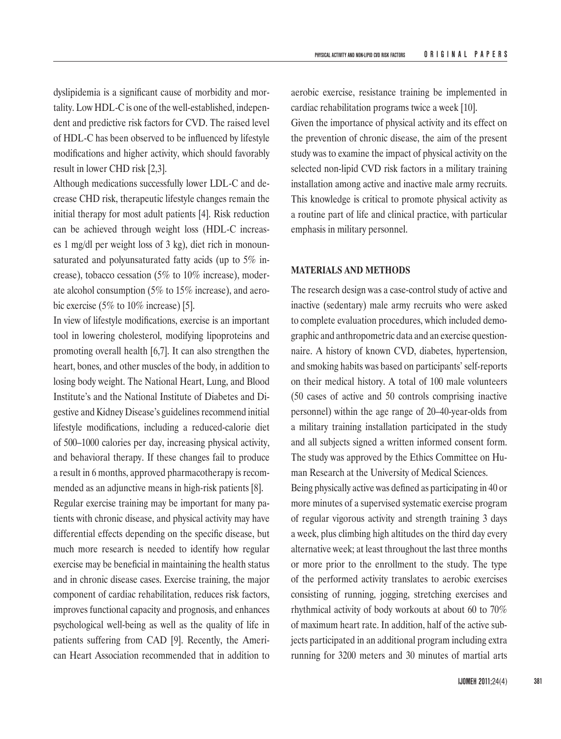dyslipidemia is a significant cause of morbidity and mortality. Low HDL-C is one of the well-established, independent and predictive risk factors for CVD. The raised level of HDL-C has been observed to be influenced by lifestyle modifications and higher activity, which should favorably result in lower CHD risk [2,3].

Although medications successfully lower LDL-C and decrease CHD risk, therapeutic lifestyle changes remain the initial therapy for most adult patients [4]. Risk reduction can be achieved through weight loss (HDL-C increases 1 mg/dl per weight loss of 3 kg), diet rich in monounsaturated and polyunsaturated fatty acids (up to 5% increase), tobacco cessation (5% to 10% increase), moderate alcohol consumption (5% to 15% increase), and aerobic exercise (5% to 10% increase) [5].

In view of lifestyle modifications, exercise is an important tool in lowering cholesterol, modifying lipoproteins and promoting overall health [6,7]. It can also strengthen the heart, bones, and other muscles of the body, in addition to losing body weight. The National Heart, Lung, and Blood Institute's and the National Institute of Diabetes and Digestive and Kidney Disease's guidelines recommend initial lifestyle modifications, including a reduced-calorie diet of 500–1000 calories per day, increasing physical activity, and behavioral therapy. If these changes fail to produce a result in 6 months, approved pharmacotherapy is recommended as an adjunctive means in high-risk patients [8].

Regular exercise training may be important for many patients with chronic disease, and physical activity may have differential effects depending on the specific disease, but much more research is needed to identify how regular exercise may be beneficial in maintaining the health status and in chronic disease cases. Exercise training, the major component of cardiac rehabilitation, reduces risk factors, improves functional capacity and prognosis, and enhances psychological well-being as well as the quality of life in patients suffering from CAD [9]. Recently, the American Heart Association recommended that in addition to aerobic exercise, resistance training be implemented in cardiac rehabilitation programs twice a week [10].

Given the importance of physical activity and its effect on the prevention of chronic disease, the aim of the present study was to examine the impact of physical activity on the selected non-lipid CVD risk factors in a military training installation among active and inactive male army recruits. This knowledge is critical to promote physical activity as a routine part of life and clinical practice, with particular emphasis in military personnel.

## MATERIALS AND METHODS

The research design was a case-control study of active and inactive (sedentary) male army recruits who were asked to complete evaluation procedures, which included demographic and anthropometric data and an exercise questionnaire. A history of known CVD, diabetes, hypertension, and smoking habits was based on participants' self-reports on their medical history. A total of 100 male volunteers (50 cases of active and 50 controls comprising inactive personnel) within the age range of 20–40-year-olds from a military training installation participated in the study and all subjects signed a written informed consent form. The study was approved by the Ethics Committee on Human Research at the University of Medical Sciences.

Being physically active was defined as participating in 40 or more minutes of a supervised systematic exercise program of regular vigorous activity and strength training 3 days a week, plus climbing high altitudes on the third day every alternative week; at least throughout the last three months or more prior to the enrollment to the study. The type of the performed activity translates to aerobic exercises consisting of running, jogging, stretching exercises and rhythmical activity of body workouts at about 60 to 70% of maximum heart rate. In addition, half of the active subjects participated in an additional program including extra running for 3200 meters and 30 minutes of martial arts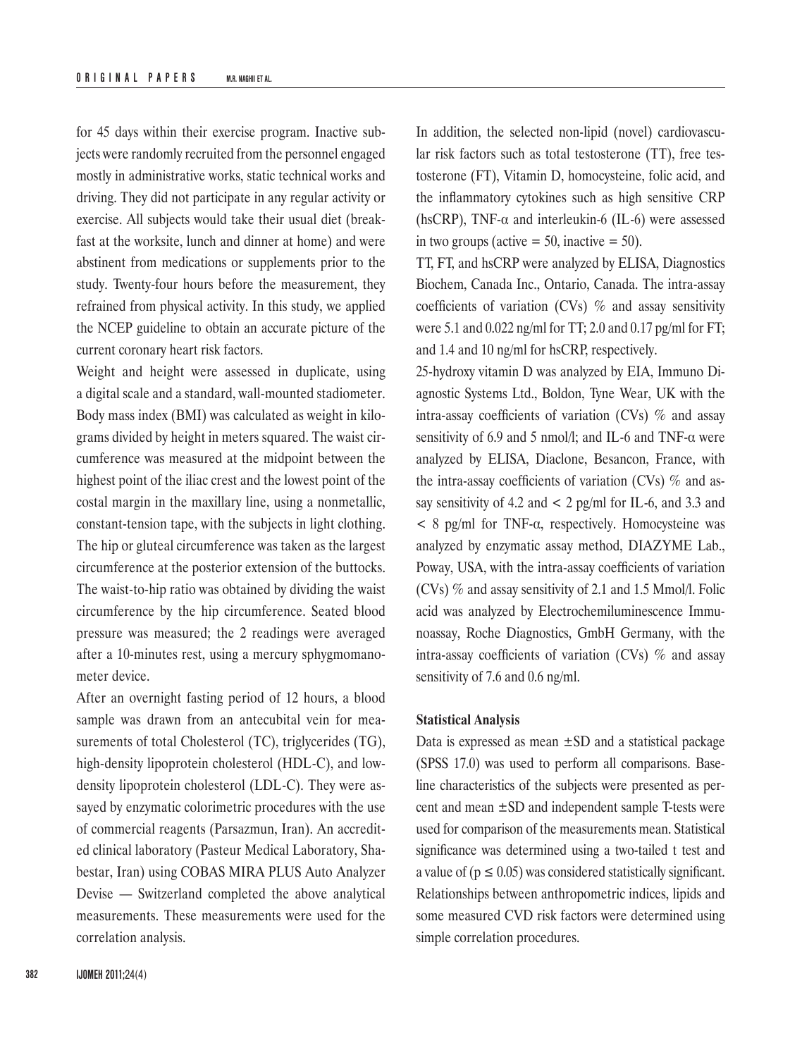for 45 days within their exercise program. Inactive subjects were randomly recruited from the personnel engaged mostly in administrative works, static technical works and driving. They did not participate in any regular activity or exercise. All subjects would take their usual diet (breakfast at the worksite, lunch and dinner at home) and were abstinent from medications or supplements prior to the study. Twenty-four hours before the measurement, they refrained from physical activity. In this study, we applied the NCEP guideline to obtain an accurate picture of the current coronary heart risk factors.

Weight and height were assessed in duplicate, using a digital scale and a standard, wall-mounted stadiometer. Body mass index (BMI) was calculated as weight in kilograms divided by height in meters squared. The waist circumference was measured at the midpoint between the highest point of the iliac crest and the lowest point of the costal margin in the maxillary line, using a nonmetallic, constant-tension tape, with the subjects in light clothing. The hip or gluteal circumference was taken as the largest circumference at the posterior extension of the buttocks. The waist-to-hip ratio was obtained by dividing the waist circumference by the hip circumference. Seated blood pressure was measured; the 2 readings were averaged after a 10-minutes rest, using a mercury sphygmomanometer device.

After an overnight fasting period of 12 hours, a blood sample was drawn from an antecubital vein for measurements of total Cholesterol (TC), triglycerides (TG), high-density lipoprotein cholesterol (HDL-C), and low-density lipoprotein cholesterol (LDL-C). They were assayed by enzymatic colorimetric procedures with the use of commercial reagents (Parsazmun, Iran). An accredited clinical laboratory (Pasteur Medical Laboratory, Shabestar, Iran) using COBAS MIRA PLUS Auto Analyzer Devise — Switzerland completed the above analytical measurements. These measurements were used for the correlation analysis.

In addition, the selected non-lipid (novel) cardiovascular risk factors such as total testosterone (TT), free testosterone (FT), Vitamin D, homocysteine, folic acid, and the inflammatory cytokines such as high sensitive CRP (hsCRP), TNF-α and interleukin-6 (IL-6) were assessed in two groups (active = 50, inactive = 50).

TT, FT, and hsCRP were analyzed by ELISA, Diagnostics Biochem, Canada Inc., Ontario, Canada. The intra-assay coefficients of variation (CVs) % and assay sensitivity were 5.1 and 0.022 ng/ml for TT; 2.0 and 0.17 pg/ml for FT; and 1.4 and 10 ng/ml for hsCRP, respectively.

25-hydroxy vitamin D was analyzed by EIA, Immuno Diagnostic Systems Ltd., Boldon, Tyne Wear, UK with the intra-assay coefficients of variation (CVs) % and assay sensitivity of 6.9 and 5 nmol/l; and IL-6 and TNF-α were analyzed by ELISA, Diaclone, Besancon, France, with the intra-assay coefficients of variation (CVs) % and assay sensitivity of 4.2 and < 2 pg/ml for IL-6, and 3.3 and < 8 pg/ml for TNF-α, respectively. Homocysteine was analyzed by enzymatic assay method, DIAZYME Lab., Poway, USA, with the intra-assay coefficients of variation (CVs) % and assay sensitivity of 2.1 and 1.5 Mmol/l. Folic acid was analyzed by Electrochemiluminescence Immunoassay, Roche Diagnostics, GmbH Germany, with the intra-assay coefficients of variation (CVs) % and assay sensitivity of 7.6 and 0.6 ng/ml.

### Statistical Analysis

Data is expressed as mean ±SD and a statistical package (SPSS 17.0) was used to perform all comparisons. Baseline characteristics of the subjects were presented as percent and mean ±SD and independent sample T-tests were used for comparison of the measurements mean. Statistical significance was determined using a two-tailed t test and a value of ($p \leq 0.05$) was considered statistically significant. Relationships between anthropometric indices, lipids and some measured CVD risk factors were determined using simple correlation procedures.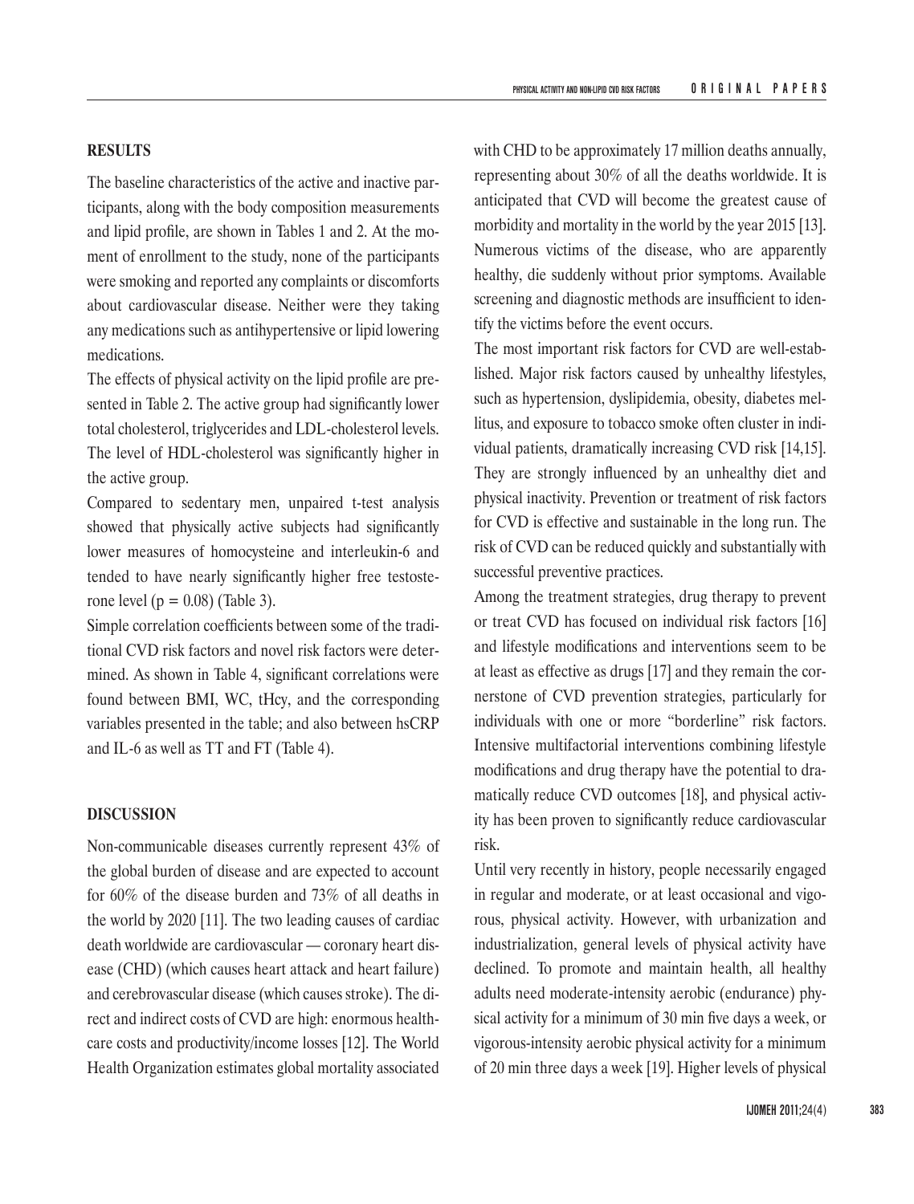## RESULTS

The baseline characteristics of the active and inactive participants, along with the body composition measurements and lipid profile, are shown in Tables 1 and 2. At the moment of enrollment to the study, none of the participants were smoking and reported any complaints or discomforts about cardiovascular disease. Neither were they taking any medications such as antihypertensive or lipid lowering medications.

The effects of physical activity on the lipid profile are presented in Table 2. The active group had significantly lower total cholesterol, triglycerides and LDL-cholesterol levels. The level of HDL-cholesterol was significantly higher in the active group.

Compared to sedentary men, unpaired t-test analysis showed that physically active subjects had significantly lower measures of homocysteine and interleukin-6 and tended to have nearly significantly higher free testosterone level ($p = 0.08$) (Table 3).

Simple correlation coefficients between some of the traditional CVD risk factors and novel risk factors were determined. As shown in Table 4, significant correlations were found between BMI, WC, tHcy, and the corresponding variables presented in the table; and also between hsCRP and IL-6 as well as TT and FT (Table 4).

## DISCUSSION

Non-communicable diseases currently represent 43% of the global burden of disease and are expected to account for 60% of the disease burden and 73% of all deaths in the world by 2020 [11]. The two leading causes of cardiac death worldwide are cardiovascular — coronary heart disease (CHD) (which causes heart attack and heart failure) and cerebrovascular disease (which causes stroke). The direct and indirect costs of CVD are high: enormous healthcare costs and productivity/income losses [12]. The World Health Organization estimates global mortality associated with CHD to be approximately 17 million deaths annually, representing about 30% of all the deaths worldwide. It is anticipated that CVD will become the greatest cause of morbidity and mortality in the world by the year 2015 [13]. Numerous victims of the disease, who are apparently healthy, die suddenly without prior symptoms. Available screening and diagnostic methods are insufficient to identify the victims before the event occurs.

The most important risk factors for CVD are well-established. Major risk factors caused by unhealthy lifestyles, such as hypertension, dyslipidemia, obesity, diabetes mellitus, and exposure to tobacco smoke often cluster in individual patients, dramatically increasing CVD risk [14,15]. They are strongly influenced by an unhealthy diet and physical inactivity. Prevention or treatment of risk factors for CVD is effective and sustainable in the long run. The risk of CVD can be reduced quickly and substantially with successful preventive practices.

Among the treatment strategies, drug therapy to prevent or treat CVD has focused on individual risk factors [16] and lifestyle modifications and interventions seem to be at least as effective as drugs [17] and they remain the cornerstone of CVD prevention strategies, particularly for individuals with one or more "borderline" risk factors. Intensive multifactorial interventions combining lifestyle modifications and drug therapy have the potential to dramatically reduce CVD outcomes [18], and physical activity has been proven to significantly reduce cardiovascular risk.

Until very recently in history, people necessarily engaged in regular and moderate, or at least occasional and vigorous, physical activity. However, with urbanization and industrialization, general levels of physical activity have declined. To promote and maintain health, all healthy adults need moderate-intensity aerobic (endurance) physical activity for a minimum of 30 min five days a week, or vigorous-intensity aerobic physical activity for a minimum of 20 min three days a week [19]. Higher levels of physical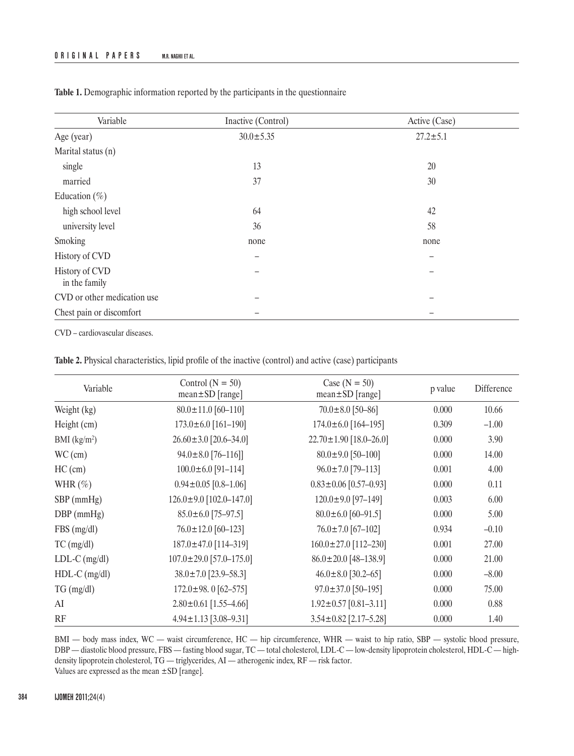**Table 1.** Demographic information reported by the participants in the questionnaire

| Variable | Inactive (Control) | Active (Case) |
|---|---|---|
| Age (year) | 30.0±5.35 | 27.2±5.1 |
| Marital status (n) | | |
| single | 13 | 20 |
| married | 37 | 30 |
| Education (%) | | |
| high school level | 64 | 42 |
| university level | 36 | 58 |
| Smoking | none | none |
| History of CVD | – | – |
| History of CVD in the family | – | – |
| CVD or other medication use | – | – |
| Chest pain or discomfort | – | – |

CVD – cardiovascular diseases.

**Table 2.** Physical characteristics, lipid profile of the inactive (control) and active (case) participants

| Variable | Control (N = 50) mean±SD [range] | Case (N = 50) mean±SD [range] | p value | Difference |
|---|---|---|---|---|
| Weight (kg) | 80.0±11.0 [60–110] | 70.0±8.0 [50–86] | 0.000 | 10.66 |
| Height (cm) | 173.0±6.0 [161–190] | 174.0±6.0 [164–195] | 0.309 | –1.00 |
| BMI (kg/m²) | 26.60±3.0 [20.6–34.0] | 22.70±1.90 [18.0–26.0] | 0.000 | 3.90 |
| WC (cm) | 94.0±8.0 [76–116]] | 80.0±9.0 [50–100] | 0.000 | 14.00 |
| HC (cm) | 100.0±6.0 [91–114] | 96.0±7.0 [79–113] | 0.001 | 4.00 |
| WHR (%) | 0.94±0.05 [0.8–1.06] | 0.83±0.06 [0.57–0.93] | 0.000 | 0.11 |
| SBP (mmHg) | 126.0±9.0 [102.0–147.0] | 120.0±9.0 [97–149] | 0.003 | 6.00 |
| DBP (mmHg) | 85.0±6.0 [75–97.5] | 80.0±6.0 [60–91.5] | 0.000 | 5.00 |
| FBS (mg/dl) | 76.0±12.0 [60–123] | 76.0±7.0 [67–102] | 0.934 | –0.10 |
| TC (mg/dl) | 187.0±47.0 [114–319] | 160.0±27.0 [112–230] | 0.001 | 27.00 |
| LDL-C (mg/dl) | 107.0±29.0 [57.0–175.0] | 86.0±20.0 [48–138.9] | 0.000 | 21.00 |
| HDL-C (mg/dl) | 38.0±7.0 [23.9–58.3] | 46.0±8.0 [30.2–65] | 0.000 | –8.00 |
| TG (mg/dl) | 172.0±98. 0 [62–575] | 97.0±37.0 [50–195] | 0.000 | 75.00 |
| AI | 2.80±0.61 [1.55–4.66] | 1.92±0.57 [0.81–3.11] | 0.000 | 0.88 |
| RF | 4.94±1.13 [3.08–9.31] | 3.54±0.82 [2.17–5.28] | 0.000 | 1.40 |

BMI — body mass index, WC — waist circumference, HC — hip circumference, WHR — waist to hip ratio, SBP — systolic blood pressure, DBP — diastolic blood pressure, FBS — fasting blood sugar, TC — total cholesterol, LDL-C — low-density lipoprotein cholesterol, HDL-C — high-density lipoprotein cholesterol, TG — triglycerides, AI — atherogenic index, RF — risk factor.
Values are expressed as the mean ±SD [range].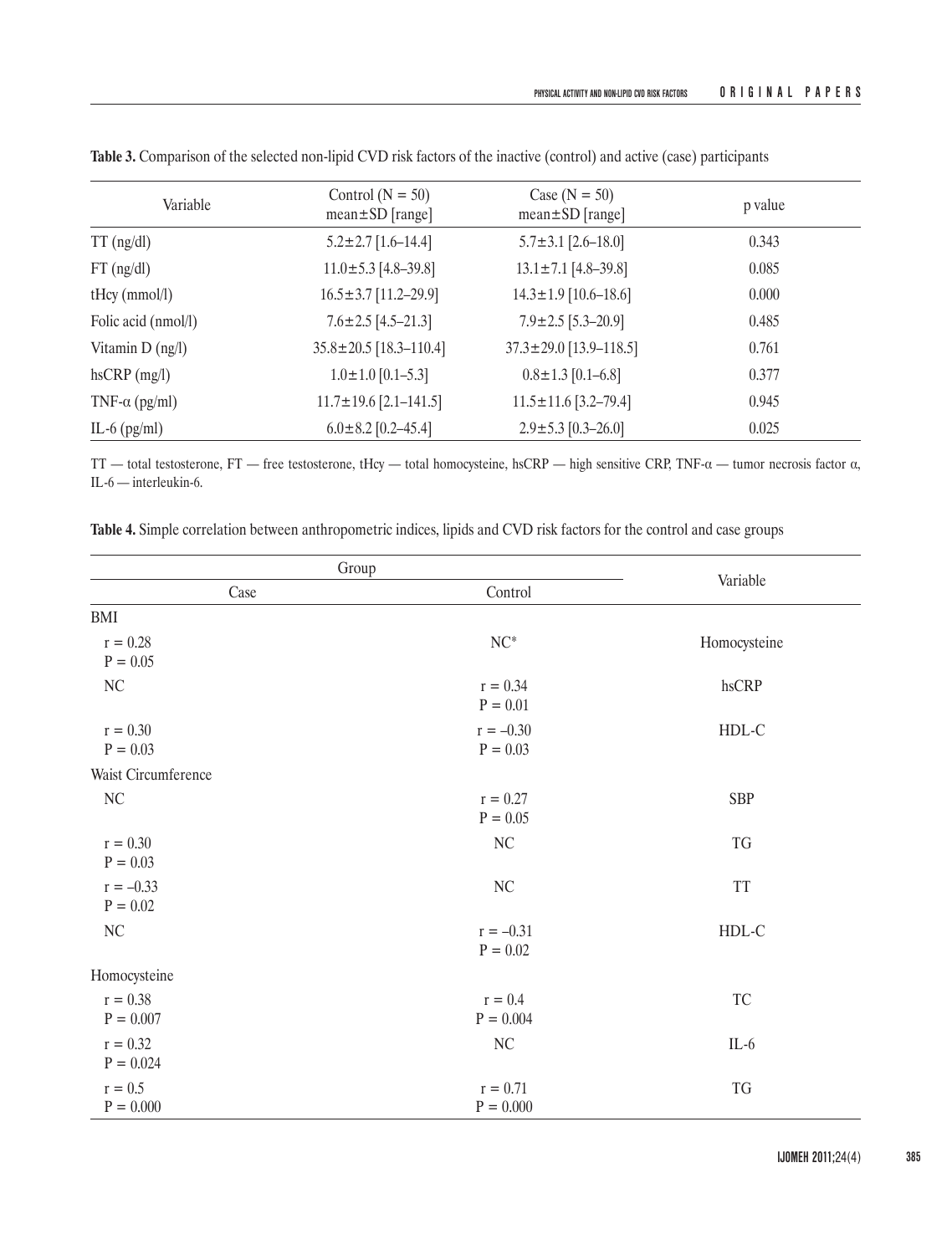**Table 3.** Comparison of the selected non-lipid CVD risk factors of the inactive (control) and active (case) participants

| Variable | Control (N = 50) mean±SD [range] | Case (N = 50) mean±SD [range] | p value |
|---|---|---|---|
| TT (ng/dl) | 5.2±2.7 [1.6–14.4] | 5.7±3.1 [2.6–18.0] | 0.343 |
| FT (ng/dl) | 11.0±5.3 [4.8–39.8] | 13.1±7.1 [4.8–39.8] | 0.085 |
| tHcy (mmol/l) | 16.5±3.7 [11.2–29.9] | 14.3±1.9 [10.6–18.6] | 0.000 |
| Folic acid (nmol/l) | 7.6±2.5 [4.5–21.3] | 7.9±2.5 [5.3–20.9] | 0.485 |
| Vitamin D (ng/l) | 35.8±20.5 [18.3–110.4] | 37.3±29.0 [13.9–118.5] | 0.761 |
| hsCRP (mg/l) | 1.0±1.0 [0.1–5.3] | 0.8±1.3 [0.1–6.8] | 0.377 |
| TNF-α (pg/ml) | 11.7±19.6 [2.1–141.5] | 11.5±11.6 [3.2–79.4] | 0.945 |
| IL-6 (pg/ml) | 6.0±8.2 [0.2–45.4] | 2.9±5.3 [0.3–26.0] | 0.025 |

TT — total testosterone, FT — free testosterone, tHcy — total homocysteine, hsCRP — high sensitive CRP, TNF-α — tumor necrosis factor α, IL-6 — interleukin-6.

**Table 4.** Simple correlation between anthropometric indices, lipids and CVD risk factors for the control and case groups

| Group | | Variable |
|---|---|---|
| Case | Control | |
| BMI | | |
| r = 0.28 P = 0.05 | NC* | Homocysteine |
| NC | r = 0.34 P = 0.01 | hsCRP |
| r = 0.30 P = 0.03 | r = –0.30 P = 0.03 | HDL-C |
| Waist Circumference | | |
| NC | r = 0.27 P = 0.05 | SBP |
| r = 0.30 P = 0.03 | NC | TG |
| r = –0.33 P = 0.02 | NC | TT |
| NC | r = –0.31 P = 0.02 | HDL-C |
| Homocysteine | | |
| r = 0.38 P = 0.007 | r = 0.4 P = 0.004 | TC |
| r = 0.32 P = 0.024 | NC | IL-6 |
| r = 0.5 P = 0.000 | r = 0.71 P = 0.000 | TG |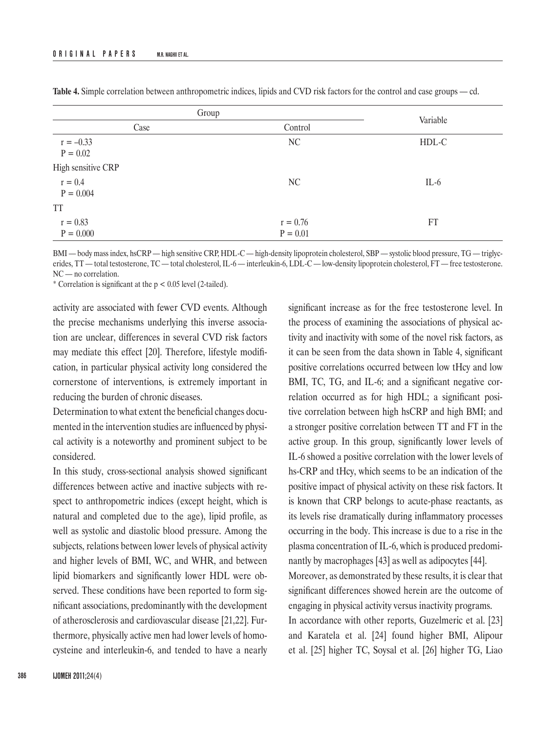**Table 4.** Simple correlation between anthropometric indices, lipids and CVD risk factors for the control and case groups — cd.

| Group | | Variable |
|---|---|---|
| Case | Control | |
| r = –0.33<br>P = 0.02 | NC | HDL-C |
| High sensitive CRP | | |
| r = 0.4<br>P = 0.004 | NC | IL-6 |
| TT | | |
| r = 0.83<br>P = 0.000 | r = 0.76<br>P = 0.01 | FT |

BMI — body mass index, hsCRP — high sensitive CRP, HDL-C — high-density lipoprotein cholesterol, SBP — systolic blood pressure, TG — triglycerides, TT — total testosterone, TC — total cholesterol, IL-6 — interleukin-6, LDL-C — low-density lipoprotein cholesterol, FT — free testosterone. NC — no correlation.

* Correlation is significant at the $p < 0.05$ level (2-tailed).

activity are associated with fewer CVD events. Although the precise mechanisms underlying this inverse association are unclear, differences in several CVD risk factors may mediate this effect [20]. Therefore, lifestyle modification, in particular physical activity long considered the cornerstone of interventions, is extremely important in reducing the burden of chronic diseases.

Determination to what extent the beneficial changes documented in the intervention studies are influenced by physical activity is a noteworthy and prominent subject to be considered.

In this study, cross-sectional analysis showed significant differences between active and inactive subjects with respect to anthropometric indices (except height, which is natural and completed due to the age), lipid profile, as well as systolic and diastolic blood pressure. Among the subjects, relations between lower levels of physical activity and higher levels of BMI, WC, and WHR, and between lipid biomarkers and significantly lower HDL were observed. These conditions have been reported to form significant associations, predominantly with the development of atherosclerosis and cardiovascular disease [21,22]. Furthermore, physically active men had lower levels of homocysteine and interleukin-6, and tended to have a nearly significant increase as for the free testosterone level. In the process of examining the associations of physical activity and inactivity with some of the novel risk factors, as it can be seen from the data shown in Table 4, significant positive correlations occurred between low tHcy and low BMI, TC, TG, and IL-6; and a significant negative correlation occurred as for high HDL; a significant positive correlation between high hsCRP and high BMI; and a stronger positive correlation between TT and FT in the active group. In this group, significantly lower levels of IL-6 showed a positive correlation with the lower levels of hs-CRP and tHcy, which seems to be an indication of the positive impact of physical activity on these risk factors. It is known that CRP belongs to acute-phase reactants, as its levels rise dramatically during inflammatory processes occurring in the body. This increase is due to a rise in the plasma concentration of IL-6, which is produced predominantly by macrophages [43] as well as adipocytes [44].

Moreover, as demonstrated by these results, it is clear that significant differences showed herein are the outcome of engaging in physical activity versus inactivity programs.

In accordance with other reports, Guzelmeric et al. [23] and Karatela et al. [24] found higher BMI, Alipour et al. [25] higher TC, Soysal et al. [26] higher TG, Liao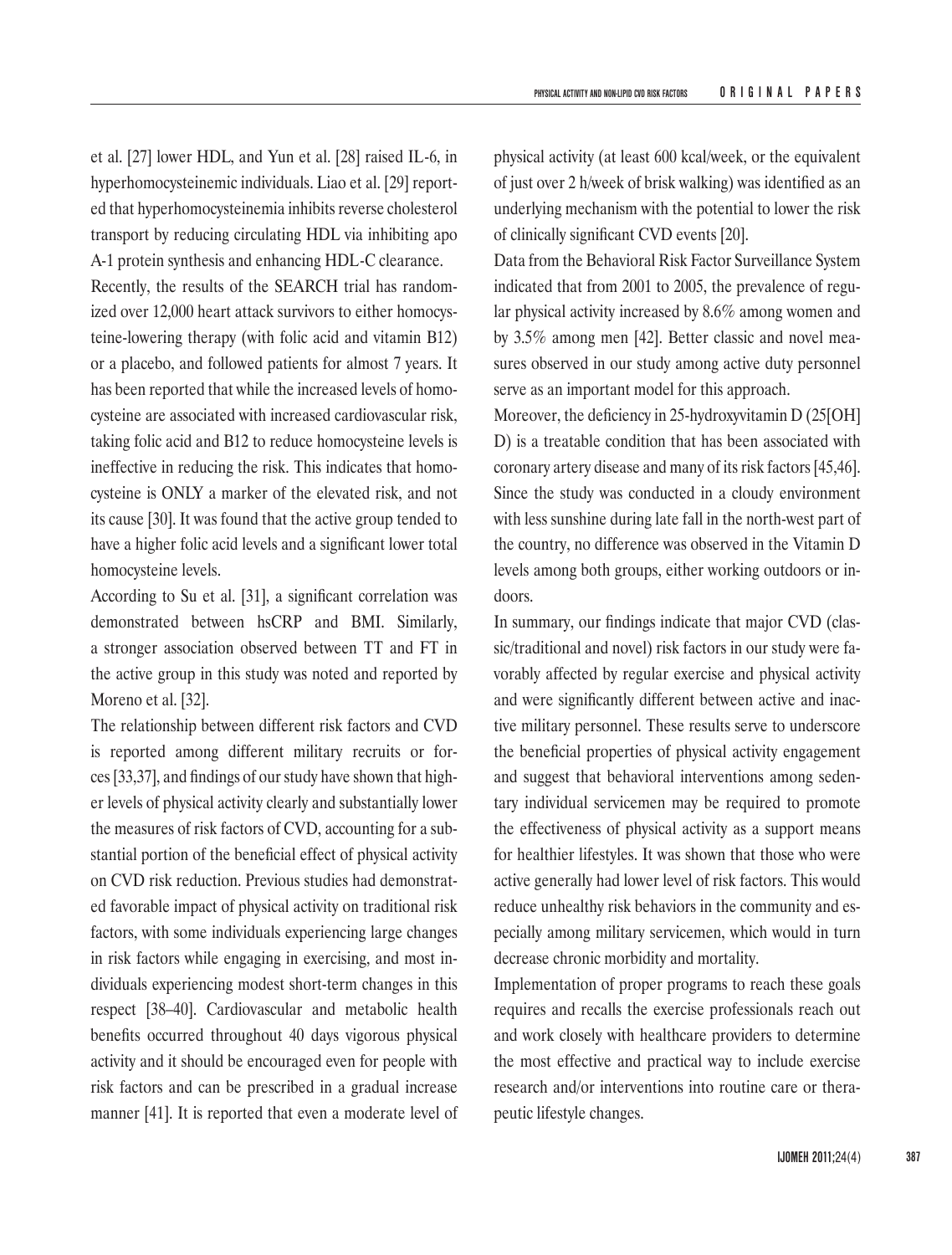et al. [27] lower HDL, and Yun et al. [28] raised IL-6, in hyperhomocysteinemic individuals. Liao et al. [29] reported that hyperhomocysteinemia inhibits reverse cholesterol transport by reducing circulating HDL via inhibiting apo A-1 protein synthesis and enhancing HDL-C clearance.

Recently, the results of the SEARCH trial has randomized over 12,000 heart attack survivors to either homocysteine-lowering therapy (with folic acid and vitamin B12) or a placebo, and followed patients for almost 7 years. It has been reported that while the increased levels of homocysteine are associated with increased cardiovascular risk, taking folic acid and B12 to reduce homocysteine levels is ineffective in reducing the risk. This indicates that homocysteine is ONLY a marker of the elevated risk, and not its cause [30]. It was found that the active group tended to have a higher folic acid levels and a significant lower total homocysteine levels.

According to Su et al. [31], a significant correlation was demonstrated between hsCRP and BMI. Similarly, a stronger association observed between TT and FT in the active group in this study was noted and reported by Moreno et al. [32].

The relationship between different risk factors and CVD is reported among different military recruits or forces [33,37], and findings of our study have shown that higher levels of physical activity clearly and substantially lower the measures of risk factors of CVD, accounting for a substantial portion of the beneficial effect of physical activity on CVD risk reduction. Previous studies had demonstrated favorable impact of physical activity on traditional risk factors, with some individuals experiencing large changes in risk factors while engaging in exercising, and most individuals experiencing modest short-term changes in this respect [38–40]. Cardiovascular and metabolic health benefits occurred throughout 40 days vigorous physical activity and it should be encouraged even for people with risk factors and can be prescribed in a gradual increase manner [41]. It is reported that even a moderate level of physical activity (at least 600 kcal/week, or the equivalent of just over 2 h/week of brisk walking) was identified as an underlying mechanism with the potential to lower the risk of clinically significant CVD events [20].

Data from the Behavioral Risk Factor Surveillance System indicated that from 2001 to 2005, the prevalence of regular physical activity increased by 8.6% among women and by 3.5% among men [42]. Better classic and novel measures observed in our study among active duty personnel serve as an important model for this approach.

Moreover, the deficiency in 25-hydroxyvitamin D (25[OH] D) is a treatable condition that has been associated with coronary artery disease and many of its risk factors [45,46]. Since the study was conducted in a cloudy environment with less sunshine during late fall in the north-west part of the country, no difference was observed in the Vitamin D levels among both groups, either working outdoors or indoors.

In summary, our findings indicate that major CVD (classic/traditional and novel) risk factors in our study were favorably affected by regular exercise and physical activity and were significantly different between active and inactive military personnel. These results serve to underscore the beneficial properties of physical activity engagement and suggest that behavioral interventions among sedentary individual servicemen may be required to promote the effectiveness of physical activity as a support means for healthier lifestyles. It was shown that those who were active generally had lower level of risk factors. This would reduce unhealthy risk behaviors in the community and especially among military servicemen, which would in turn decrease chronic morbidity and mortality.

Implementation of proper programs to reach these goals requires and recalls the exercise professionals reach out and work closely with healthcare providers to determine the most effective and practical way to include exercise research and/or interventions into routine care or therapeutic lifestyle changes.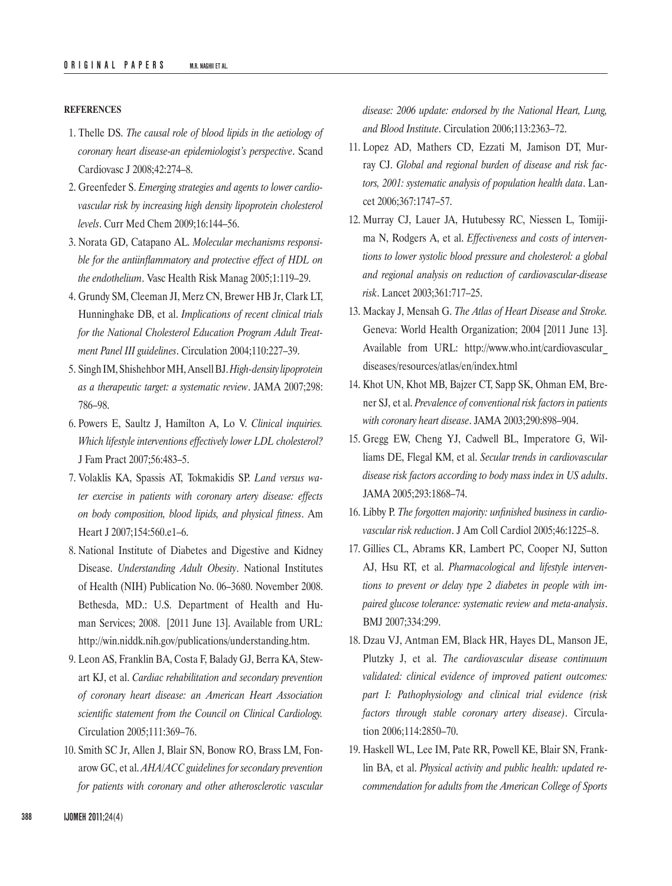**REFERENCES**

1. Thelle DS. *The causal role of blood lipids in the aetiology of coronary heart disease-an epidemiologist's perspective*. Scand Cardiovasc J 2008;42:274–8.
2. Greenfeder S. *Emerging strategies and agents to lower cardiovascular risk by increasing high density lipoprotein cholesterol levels*. Curr Med Chem 2009;16:144–56.
3. Norata GD, Catapano AL. *Molecular mechanisms responsible for the antiinflammatory and protective effect of HDL on the endothelium*. Vasc Health Risk Manag 2005;1:119–29.
4. Grundy SM, Cleeman JI, Merz CN, Brewer HB Jr, Clark LT, Hunninghake DB, et al. *Implications of recent clinical trials for the National Cholesterol Education Program Adult Treatment Panel III guidelines*. Circulation 2004;110:227–39.
5. Singh IM, Shishehbor MH, Ansell BJ. *High-density lipoprotein as a therapeutic target: a systematic review*. JAMA 2007;298: 786–98.
6. Powers E, Saultz J, Hamilton A, Lo V. *Clinical inquiries. Which lifestyle interventions effectively lower LDL cholesterol?* J Fam Pract 2007;56:483–5.
7. Volaklis KA, Spassis AT, Tokmakidis SP. *Land versus water exercise in patients with coronary artery disease: effects on body composition, blood lipids, and physical fitness*. Am Heart J 2007;154:560.e1–6.
8. National Institute of Diabetes and Digestive and Kidney Disease. *Understanding Adult Obesity*. National Institutes of Health (NIH) Publication No. 06–3680. November 2008. Bethesda, MD.: U.S. Department of Health and Human Services; 2008. [2011 June 13]. Available from URL: http://win.niddk.nih.gov/publications/understanding.htm.
9. Leon AS, Franklin BA, Costa F, Balady GJ, Berra KA, Stewart KJ, et al. *Cardiac rehabilitation and secondary prevention of coronary heart disease: an American Heart Association scientific statement from the Council on Clinical Cardiology.* Circulation 2005;111:369–76.
10. Smith SC Jr, Allen J, Blair SN, Bonow RO, Brass LM, Fonarow GC, et al. *AHA/ACC guidelines for secondary prevention for patients with coronary and other atherosclerotic vascular disease: 2006 update: endorsed by the National Heart, Lung, and Blood Institute*. Circulation 2006;113:2363–72.
11. Lopez AD, Mathers CD, Ezzati M, Jamison DT, Murray CJ. *Global and regional burden of disease and risk factors, 2001: systematic analysis of population health data*. Lancet 2006;367:1747–57.
12. Murray CJ, Lauer JA, Hutubessy RC, Niessen L, Tomijima N, Rodgers A, et al. *Effectiveness and costs of interventions to lower systolic blood pressure and cholesterol: a global and regional analysis on reduction of cardiovascular-disease risk*. Lancet 2003;361:717–25.
13. Mackay J, Mensah G. *The Atlas of Heart Disease and Stroke.* Geneva: World Health Organization; 2004 [2011 June 13]. Available from URL: http://www.who.int/cardiovascular_diseases/resources/atlas/en/index.html
14. Khot UN, Khot MB, Bajzer CT, Sapp SK, Ohman EM, Brener SJ, et al. *Prevalence of conventional risk factors in patients with coronary heart disease*. JAMA 2003;290:898–904.
15. Gregg EW, Cheng YJ, Cadwell BL, Imperatore G, Williams DE, Flegal KM, et al. *Secular trends in cardiovascular disease risk factors according to body mass index in US adults*. JAMA 2005;293:1868–74.
16. Libby P. *The forgotten majority: unfinished business in cardiovascular risk reduction*. J Am Coll Cardiol 2005;46:1225–8.
17. Gillies CL, Abrams KR, Lambert PC, Cooper NJ, Sutton AJ, Hsu RT, et al. *Pharmacological and lifestyle interventions to prevent or delay type 2 diabetes in people with impaired glucose tolerance: systematic review and meta-analysis*. BMJ 2007;334:299.
18. Dzau VJ, Antman EM, Black HR, Hayes DL, Manson JE, Plutzky J, et al. *The cardiovascular disease continuum validated: clinical evidence of improved patient outcomes: part I: Pathophysiology and clinical trial evidence (risk factors through stable coronary artery disease)*. Circulation 2006;114:2850–70.
19. Haskell WL, Lee IM, Pate RR, Powell KE, Blair SN, Franklin BA, et al. *Physical activity and public health: updated recommendation for adults from the American College of Sports*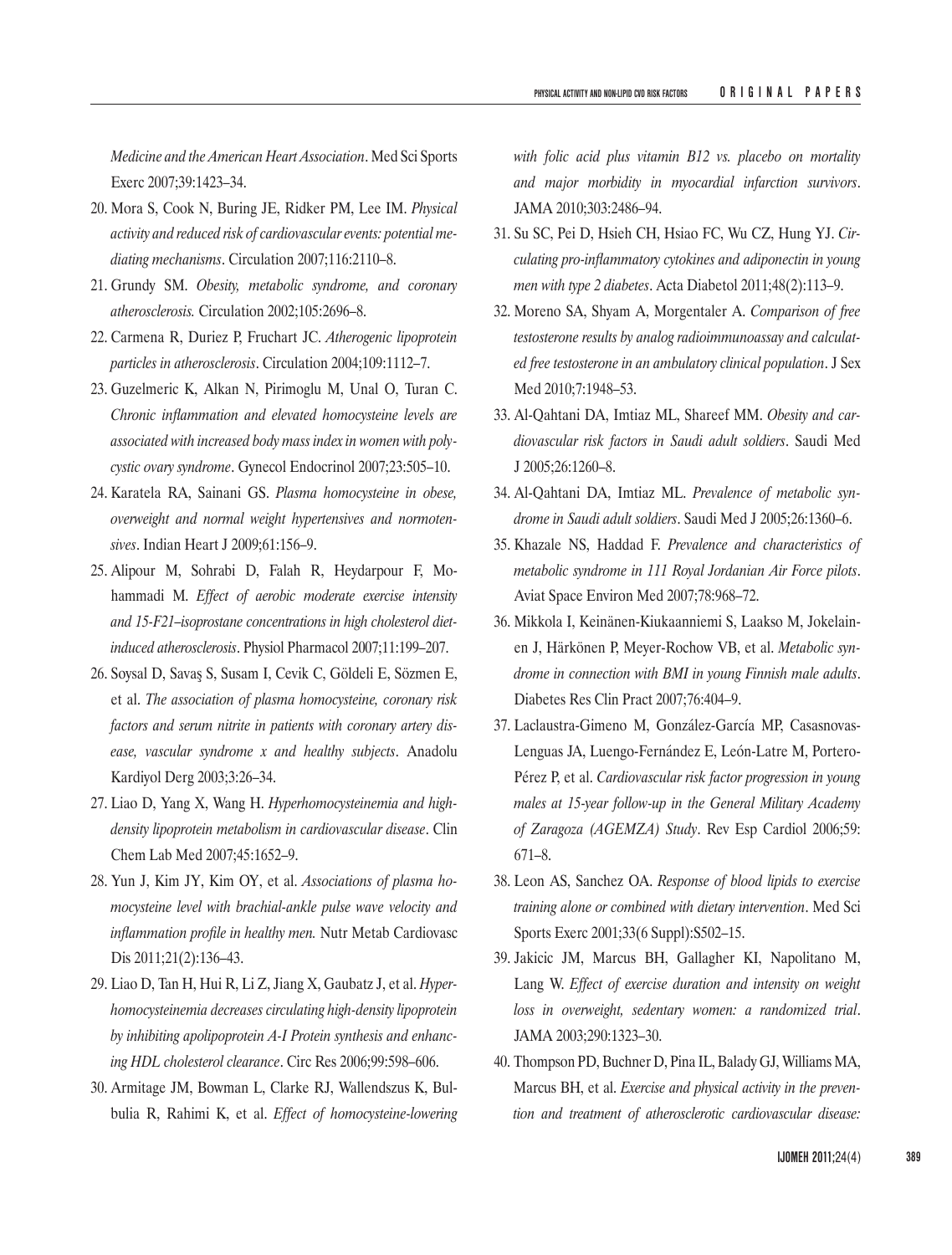*Medicine and the American Heart Association*. Med Sci Sports Exerc 2007;39:1423–34.

20. Mora S, Cook N, Buring JE, Ridker PM, Lee IM. *Physical activity and reduced risk of cardiovascular events: potential mediating mechanisms*. Circulation 2007;116:2110–8.
21. Grundy SM. *Obesity, metabolic syndrome, and coronary atherosclerosis.* Circulation 2002;105:2696–8.
22. Carmena R, Duriez P, Fruchart JC. *Atherogenic lipoprotein particles in atherosclerosis*. Circulation 2004;109:1112–7.
23. Guzelmeric K, Alkan N, Pirimoglu M, Unal O, Turan C. *Chronic inflammation and elevated homocysteine levels are associated with increased body mass index in women with polycystic ovary syndrome*. Gynecol Endocrinol 2007;23:505–10.
24. Karatela RA, Sainani GS. *Plasma homocysteine in obese, overweight and normal weight hypertensives and normotensives*. Indian Heart J 2009;61:156–9.
25. Alipour M, Sohrabi D, Falah R, Heydarpour F, Mohammadi M. *Effect of aerobic moderate exercise intensity and 15-F21–isoprostane concentrations in high cholesterol diet-induced atherosclerosis*. Physiol Pharmacol 2007;11:199–207.
26. Soysal D, Savaş S, Susam I, Cevik C, Göldeli E, Sözmen E, et al. *The association of plasma homocysteine, coronary risk factors and serum nitrite in patients with coronary artery disease, vascular syndrome x and healthy subjects*. Anadolu Kardiyol Derg 2003;3:26–34.
27. Liao D, Yang X, Wang H. *Hyperhomocysteinemia and high-density lipoprotein metabolism in cardiovascular disease*. Clin Chem Lab Med 2007;45:1652–9.
28. Yun J, Kim JY, Kim OY, et al. *Associations of plasma homocysteine level with brachial-ankle pulse wave velocity and inflammation profile in healthy men.* Nutr Metab Cardiovasc Dis 2011;21(2):136–43.
29. Liao D, Tan H, Hui R, Li Z, Jiang X, Gaubatz J, et al. *Hyperhomocysteinemia decreases circulating high-density lipoprotein by inhibiting apolipoprotein A-I Protein synthesis and enhancing HDL cholesterol clearance*. Circ Res 2006;99:598–606.
30. Armitage JM, Bowman L, Clarke RJ, Wallendszus K, Bulbulia R, Rahimi K, et al. *Effect of homocysteine-lowering with folic acid plus vitamin B12 vs. placebo on mortality and major morbidity in myocardial infarction survivors*. JAMA 2010;303:2486–94.
31. Su SC, Pei D, Hsieh CH, Hsiao FC, Wu CZ, Hung YJ. *Circulating pro-inflammatory cytokines and adiponectin in young men with type 2 diabetes*. Acta Diabetol 2011;48(2):113–9.
32. Moreno SA, Shyam A, Morgentaler A. *Comparison of free testosterone results by analog radioimmunoassay and calculated free testosterone in an ambulatory clinical population*. J Sex Med 2010;7:1948–53.
33. Al-Qahtani DA, Imtiaz ML, Shareef MM. *Obesity and cardiovascular risk factors in Saudi adult soldiers*. Saudi Med J 2005;26:1260–8.
34. Al-Qahtani DA, Imtiaz ML. *Prevalence of metabolic syndrome in Saudi adult soldiers*. Saudi Med J 2005;26:1360–6.
35. Khazale NS, Haddad F. *Prevalence and characteristics of metabolic syndrome in 111 Royal Jordanian Air Force pilots*. Aviat Space Environ Med 2007;78:968–72.
36. Mikkola I, Keinänen-Kiukaanniemi S, Laakso M, Jokelainen J, Härkönen P, Meyer-Rochow VB, et al. *Metabolic syndrome in connection with BMI in young Finnish male adults*. Diabetes Res Clin Pract 2007;76:404–9.
37. Laclaustra-Gimeno M, González-García MP, Casasnovas-Lenguas JA, Luengo-Fernández E, León-Latre M, Portero-Pérez P, et al. *Cardiovascular risk factor progression in young males at 15-year follow-up in the General Military Academy of Zaragoza (AGEMZA) Study*. Rev Esp Cardiol 2006;59:671–8.
38. Leon AS, Sanchez OA. *Response of blood lipids to exercise training alone or combined with dietary intervention*. Med Sci Sports Exerc 2001;33(6 Suppl):S502–15.
39. Jakicic JM, Marcus BH, Gallagher KI, Napolitano M, Lang W. *Effect of exercise duration and intensity on weight loss in overweight, sedentary women: a randomized trial*. JAMA 2003;290:1323–30.
40. Thompson PD, Buchner D, Pina IL, Balady GJ, Williams MA, Marcus BH, et al. *Exercise and physical activity in the prevention and treatment of atherosclerotic cardiovascular disease:*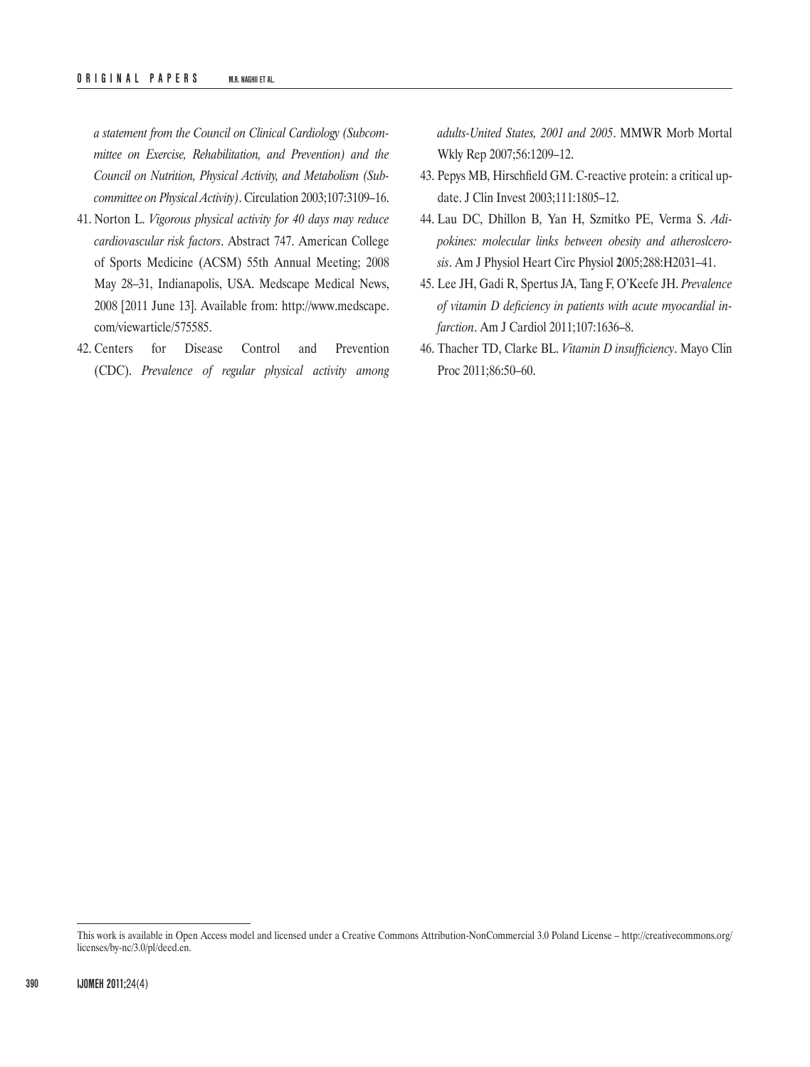*a statement from the Council on Clinical Cardiology (Subcommittee on Exercise, Rehabilitation, and Prevention) and the Council on Nutrition, Physical Activity, and Metabolism (Subcommittee on Physical Activity)*. Circulation 2003;107:3109–16.

41. Norton L. *Vigorous physical activity for 40 days may reduce cardiovascular risk factors*. Abstract 747. American College of Sports Medicine (ACSM) 55th Annual Meeting; 2008 May 28–31, Indianapolis, USA. Medscape Medical News, 2008 [2011 June 13]. Available from: http://www.medscape.com/viewarticle/575585.
42. Centers for Disease Control and Prevention (CDC). *Prevalence of regular physical activity among adults-United States, 2001 and 2005*. MMWR Morb Mortal Wkly Rep 2007;56:1209–12.
43. Pepys MB, Hirschfield GM. C-reactive protein: a critical update. J Clin Invest 2003;111:1805–12.
44. Lau DC, Dhillon B, Yan H, Szmitko PE, Verma S. *Adipokines: molecular links between obesity and atheroslcerosis*. Am J Physiol Heart Circ Physiol **2**005;288:H2031–41.
45. Lee JH, Gadi R, Spertus JA, Tang F, O'Keefe JH. *Prevalence of vitamin D deficiency in patients with acute myocardial infarction*. Am J Cardiol 2011;107:1636–8.
46. Thacher TD, Clarke BL. *Vitamin D insufficiency*. Mayo Clin Proc 2011;86:50–60.

This work is available in Open Access model and licensed under a Creative Commons Attribution-NonCommercial 3.0 Poland License – http://creativecommons.org/licenses/by-nc/3.0/pl/deed.en.